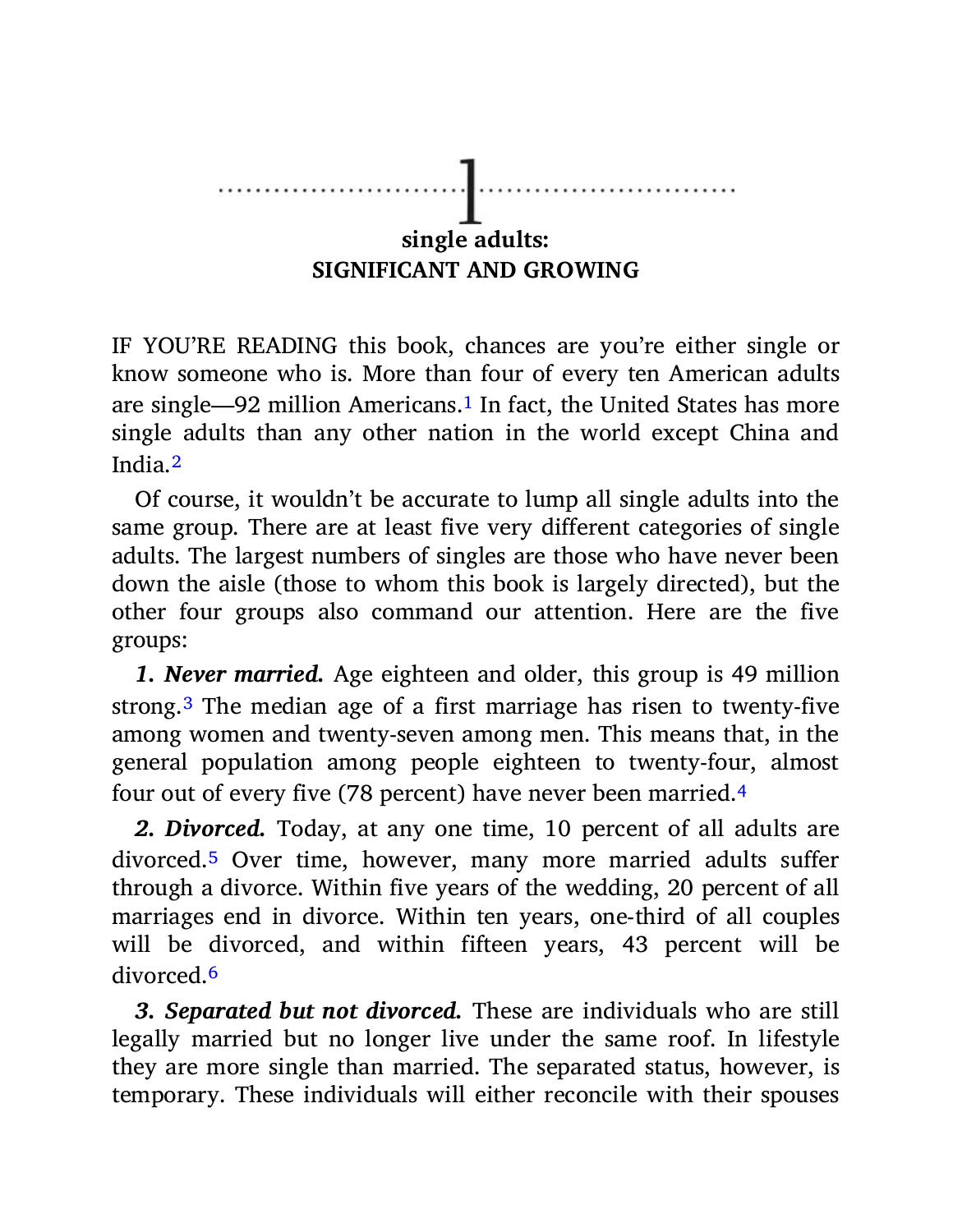# 1

## single adults: SIGNIFICANT AND GROWING

IF YOU'RE READING this book, chances are you're either single or know someone who is. More than four of every ten American adults are single—92 million Americans.[1] In fact, the United States has more single adults than any other nation in the world except China and India.[2]

Of course, it wouldn't be accurate to lump all single adults into the same group. There are at least five very different categories of single adults. The largest numbers of singles are those who have never been down the aisle (those to whom this book is largely directed), but the other four groups also command our attention. Here are the five groups:

***1. Never married.*** Age eighteen and older, this group is 49 million strong.[3] The median age of a first marriage has risen to twenty-five among women and twenty-seven among men. This means that, in the general population among people eighteen to twenty-four, almost four out of every five (78 percent) have never been married.[4]

***2. Divorced.*** Today, at any one time, 10 percent of all adults are divorced.[5] Over time, however, many more married adults suffer through a divorce. Within five years of the wedding, 20 percent of all marriages end in divorce. Within ten years, one-third of all couples will be divorced, and within fifteen years, 43 percent will be divorced.[6]

***3. Separated but not divorced.*** These are individuals who are still legally married but no longer live under the same roof. In lifestyle they are more single than married. The separated status, however, is temporary. These individuals will either reconcile with their spouses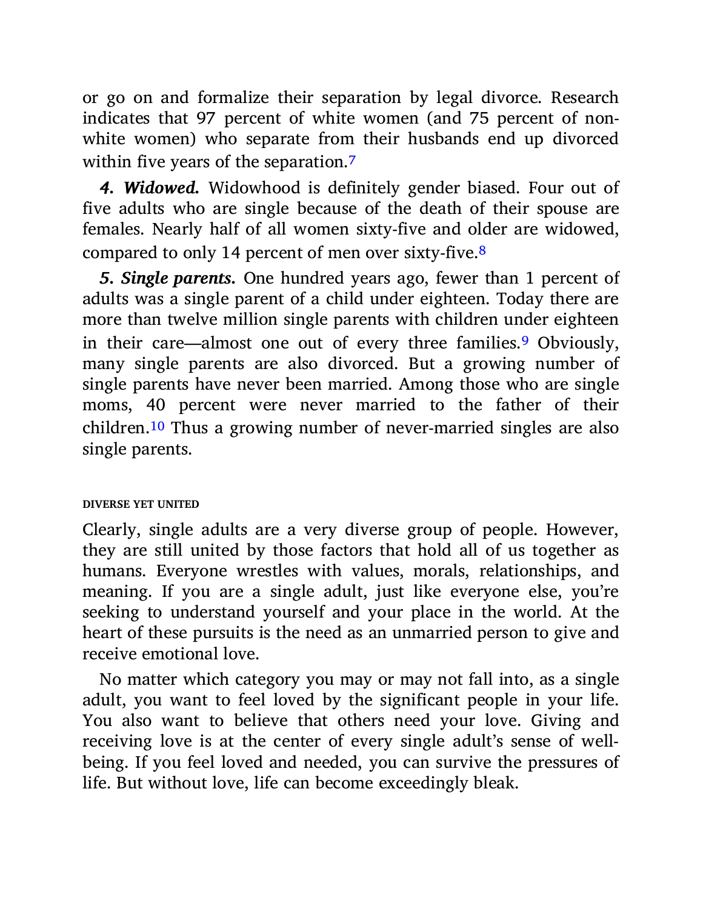or go on and formalize their separation by legal divorce. Research indicates that 97 percent of white women (and 75 percent of non-white women) who separate from their husbands end up divorced within five years of the separation.[7]

***4. Widowed.*** Widowhood is definitely gender biased. Four out of five adults who are single because of the death of their spouse are females. Nearly half of all women sixty-five and older are widowed, compared to only 14 percent of men over sixty-five.[8]

***5. Single parents.*** One hundred years ago, fewer than 1 percent of adults was a single parent of a child under eighteen. Today there are more than twelve million single parents with children under eighteen in their care—almost one out of every three families.[9] Obviously, many single parents are also divorced. But a growing number of single parents have never been married. Among those who are single moms, 40 percent were never married to the father of their children.[10] Thus a growing number of never-married singles are also single parents.

#### DIVERSE YET UNITED

Clearly, single adults are a very diverse group of people. However, they are still united by those factors that hold all of us together as humans. Everyone wrestles with values, morals, relationships, and meaning. If you are a single adult, just like everyone else, you're seeking to understand yourself and your place in the world. At the heart of these pursuits is the need as an unmarried person to give and receive emotional love.

No matter which category you may or may not fall into, as a single adult, you want to feel loved by the significant people in your life. You also want to believe that others need your love. Giving and receiving love is at the center of every single adult's sense of well-being. If you feel loved and needed, you can survive the pressures of life. But without love, life can become exceedingly bleak.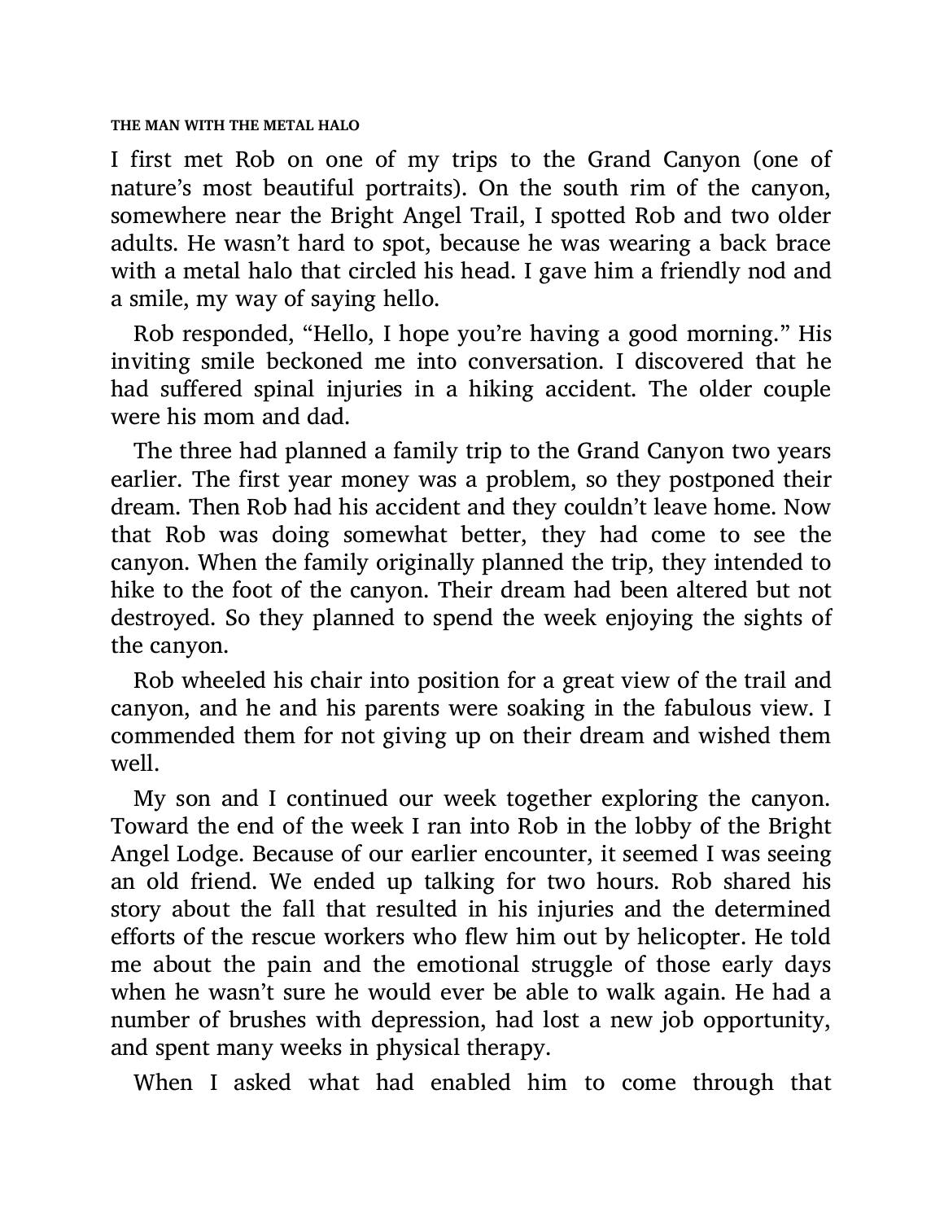## THE MAN WITH THE METAL HALO

I first met Rob on one of my trips to the Grand Canyon (one of nature's most beautiful portraits). On the south rim of the canyon, somewhere near the Bright Angel Trail, I spotted Rob and two older adults. He wasn't hard to spot, because he was wearing a back brace with a metal halo that circled his head. I gave him a friendly nod and a smile, my way of saying hello.

Rob responded, "Hello, I hope you're having a good morning." His inviting smile beckoned me into conversation. I discovered that he had suffered spinal injuries in a hiking accident. The older couple were his mom and dad.

The three had planned a family trip to the Grand Canyon two years earlier. The first year money was a problem, so they postponed their dream. Then Rob had his accident and they couldn't leave home. Now that Rob was doing somewhat better, they had come to see the canyon. When the family originally planned the trip, they intended to hike to the foot of the canyon. Their dream had been altered but not destroyed. So they planned to spend the week enjoying the sights of the canyon.

Rob wheeled his chair into position for a great view of the trail and canyon, and he and his parents were soaking in the fabulous view. I commended them for not giving up on their dream and wished them well.

My son and I continued our week together exploring the canyon. Toward the end of the week I ran into Rob in the lobby of the Bright Angel Lodge. Because of our earlier encounter, it seemed I was seeing an old friend. We ended up talking for two hours. Rob shared his story about the fall that resulted in his injuries and the determined efforts of the rescue workers who flew him out by helicopter. He told me about the pain and the emotional struggle of those early days when he wasn't sure he would ever be able to walk again. He had a number of brushes with depression, had lost a new job opportunity, and spent many weeks in physical therapy.

When I asked what had enabled him to come through that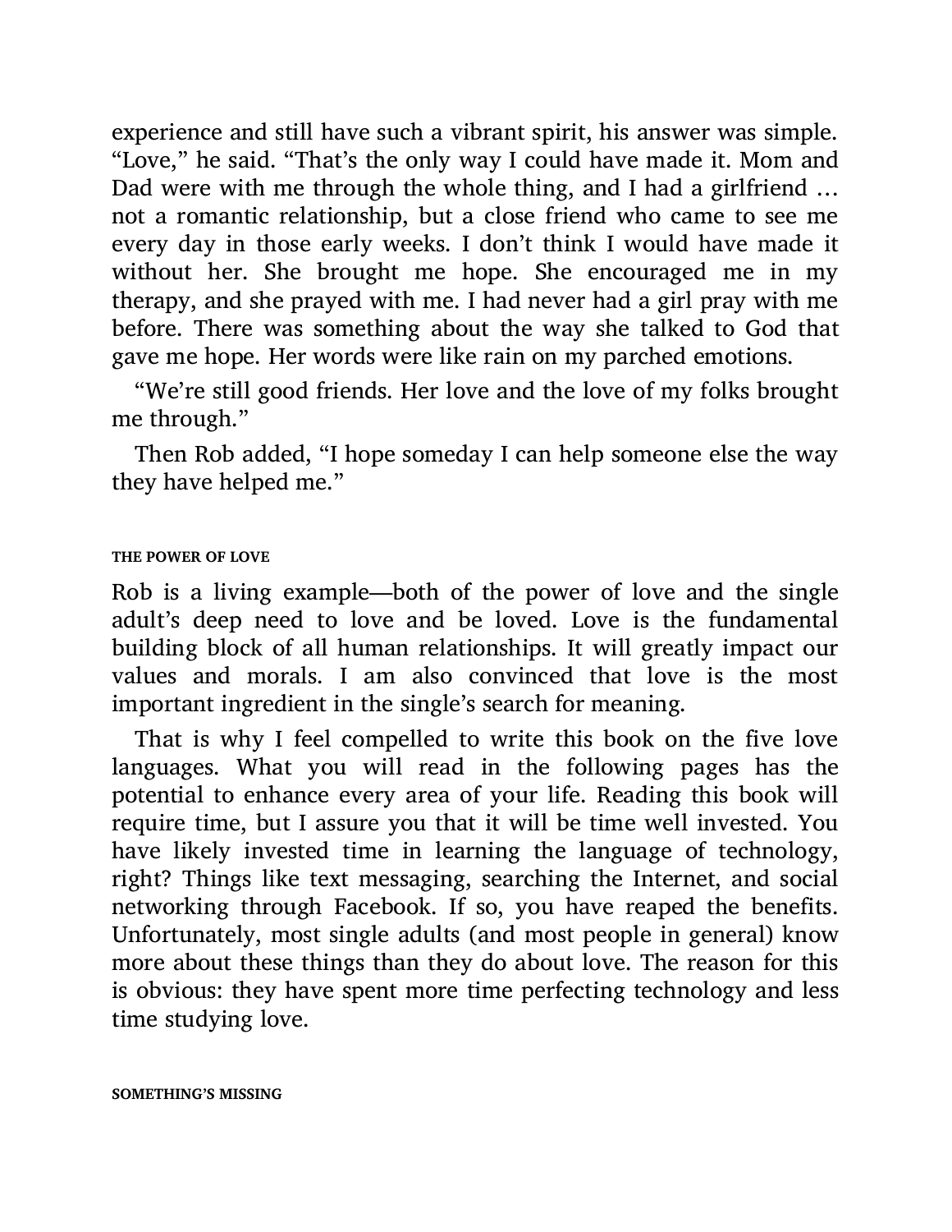experience and still have such a vibrant spirit, his answer was simple. "Love," he said. "That's the only way I could have made it. Mom and Dad were with me through the whole thing, and I had a girlfriend … not a romantic relationship, but a close friend who came to see me every day in those early weeks. I don't think I would have made it without her. She brought me hope. She encouraged me in my therapy, and she prayed with me. I had never had a girl pray with me before. There was something about the way she talked to God that gave me hope. Her words were like rain on my parched emotions.

"We're still good friends. Her love and the love of my folks brought me through."

Then Rob added, "I hope someday I can help someone else the way they have helped me."

#### THE POWER OF LOVE

Rob is a living example—both of the power of love and the single adult's deep need to love and be loved. Love is the fundamental building block of all human relationships. It will greatly impact our values and morals. I am also convinced that love is the most important ingredient in the single's search for meaning.

That is why I feel compelled to write this book on the five love languages. What you will read in the following pages has the potential to enhance every area of your life. Reading this book will require time, but I assure you that it will be time well invested. You have likely invested time in learning the language of technology, right? Things like text messaging, searching the Internet, and social networking through Facebook. If so, you have reaped the benefits. Unfortunately, most single adults (and most people in general) know more about these things than they do about love. The reason for this is obvious: they have spent more time perfecting technology and less time studying love.

#### SOMETHING'S MISSING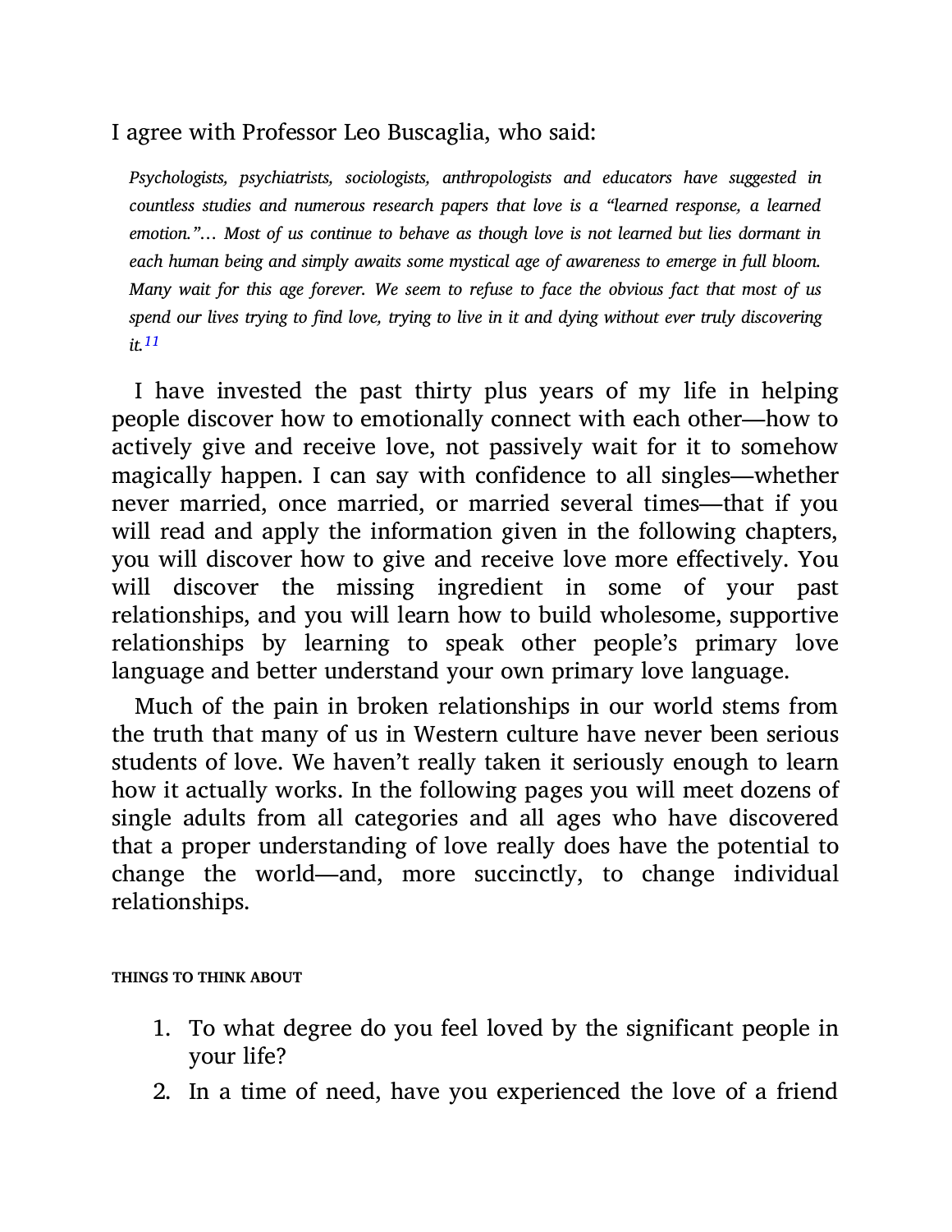I agree with Professor Leo Buscaglia, who said:

> *Psychologists, psychiatrists, sociologists, anthropologists and educators have suggested in countless studies and numerous research papers that love is a "learned response, a learned emotion."… Most of us continue to behave as though love is not learned but lies dormant in each human being and simply awaits some mystical age of awareness to emerge in full bloom. Many wait for this age forever. We seem to refuse to face the obvious fact that most of us spend our lives trying to find love, trying to live in it and dying without ever truly discovering it.*[11]

I have invested the past thirty plus years of my life in helping people discover how to emotionally connect with each other—how to actively give and receive love, not passively wait for it to somehow magically happen. I can say with confidence to all singles—whether never married, once married, or married several times—that if you will read and apply the information given in the following chapters, you will discover how to give and receive love more effectively. You will discover the missing ingredient in some of your past relationships, and you will learn how to build wholesome, supportive relationships by learning to speak other people's primary love language and better understand your own primary love language.

Much of the pain in broken relationships in our world stems from the truth that many of us in Western culture have never been serious students of love. We haven't really taken it seriously enough to learn how it actually works. In the following pages you will meet dozens of single adults from all categories and all ages who have discovered that a proper understanding of love really does have the potential to change the world—and, more succinctly, to change individual relationships.

**THINGS TO THINK ABOUT**

1. To what degree do you feel loved by the significant people in your life?
2. In a time of need, have you experienced the love of a friend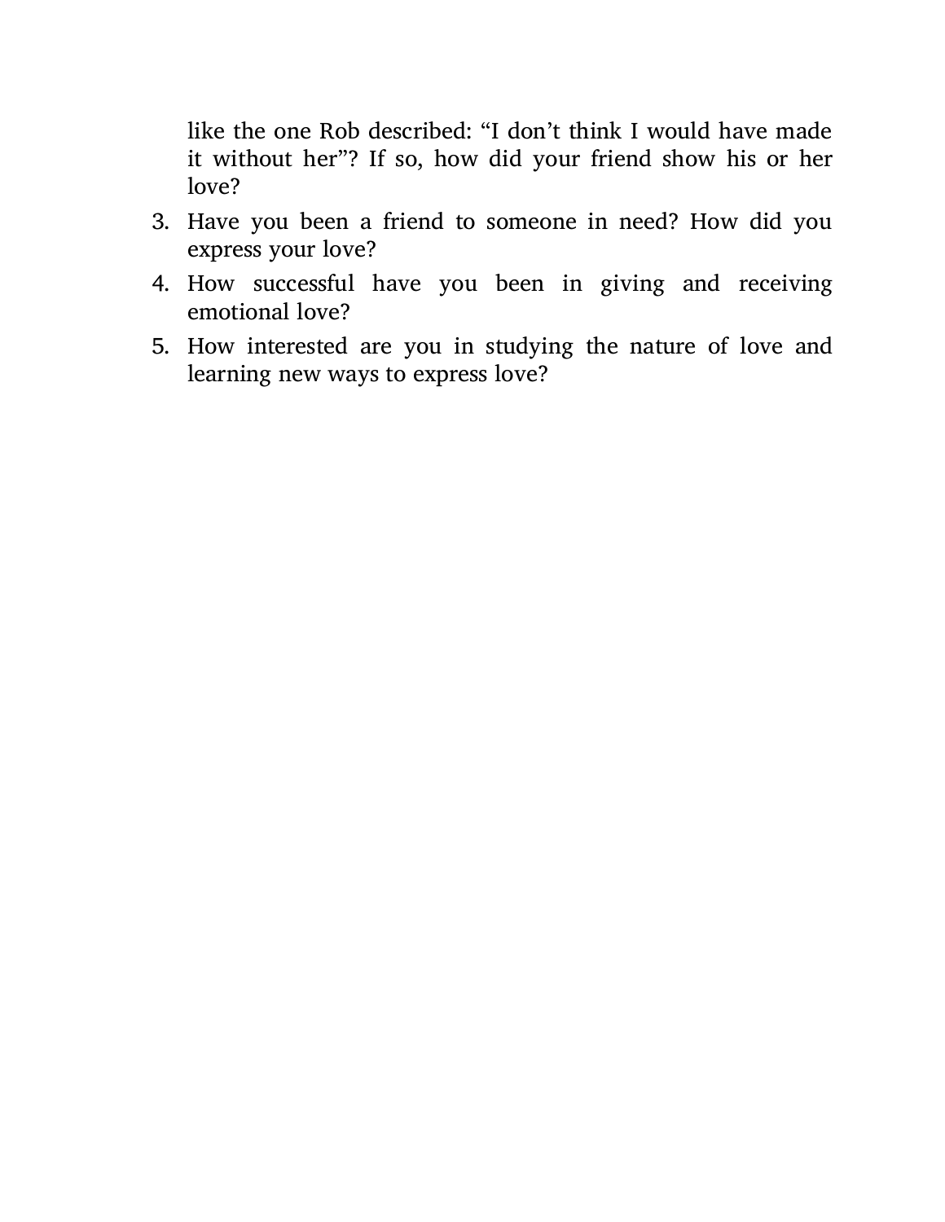like the one Rob described: "I don't think I would have made it without her"? If so, how did your friend show his or her love?

3. Have you been a friend to someone in need? How did you express your love?
4. How successful have you been in giving and receiving emotional love?
5. How interested are you in studying the nature of love and learning new ways to express love?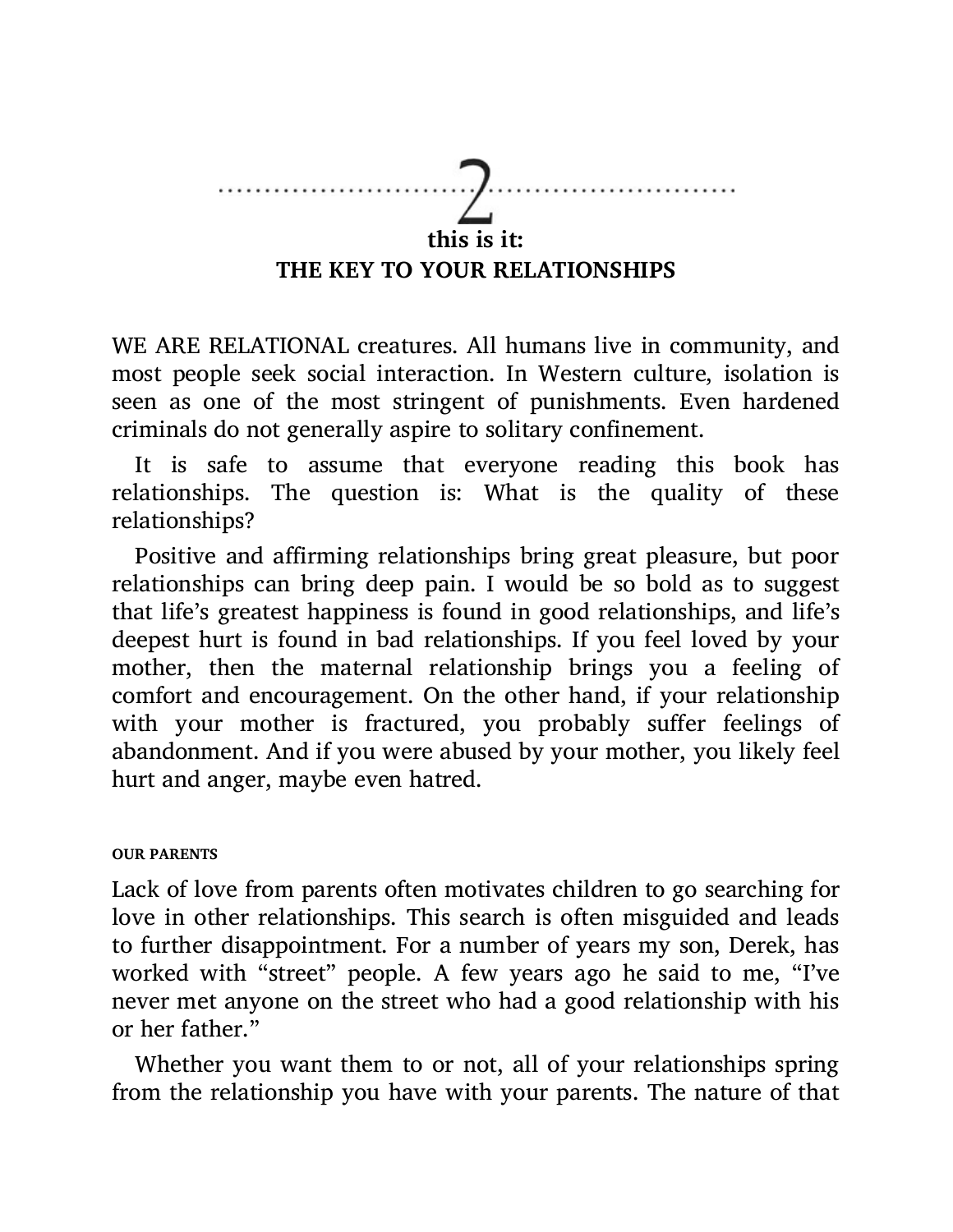# 2

## this is it: THE KEY TO YOUR RELATIONSHIPS

WE ARE RELATIONAL creatures. All humans live in community, and most people seek social interaction. In Western culture, isolation is seen as one of the most stringent of punishments. Even hardened criminals do not generally aspire to solitary confinement.

It is safe to assume that everyone reading this book has relationships. The question is: What is the quality of these relationships?

Positive and affirming relationships bring great pleasure, but poor relationships can bring deep pain. I would be so bold as to suggest that life's greatest happiness is found in good relationships, and life's deepest hurt is found in bad relationships. If you feel loved by your mother, then the maternal relationship brings you a feeling of comfort and encouragement. On the other hand, if your relationship with your mother is fractured, you probably suffer feelings of abandonment. And if you were abused by your mother, you likely feel hurt and anger, maybe even hatred.

#### OUR PARENTS

Lack of love from parents often motivates children to go searching for love in other relationships. This search is often misguided and leads to further disappointment. For a number of years my son, Derek, has worked with "street" people. A few years ago he said to me, "I've never met anyone on the street who had a good relationship with his or her father."

Whether you want them to or not, all of your relationships spring from the relationship you have with your parents. The nature of that